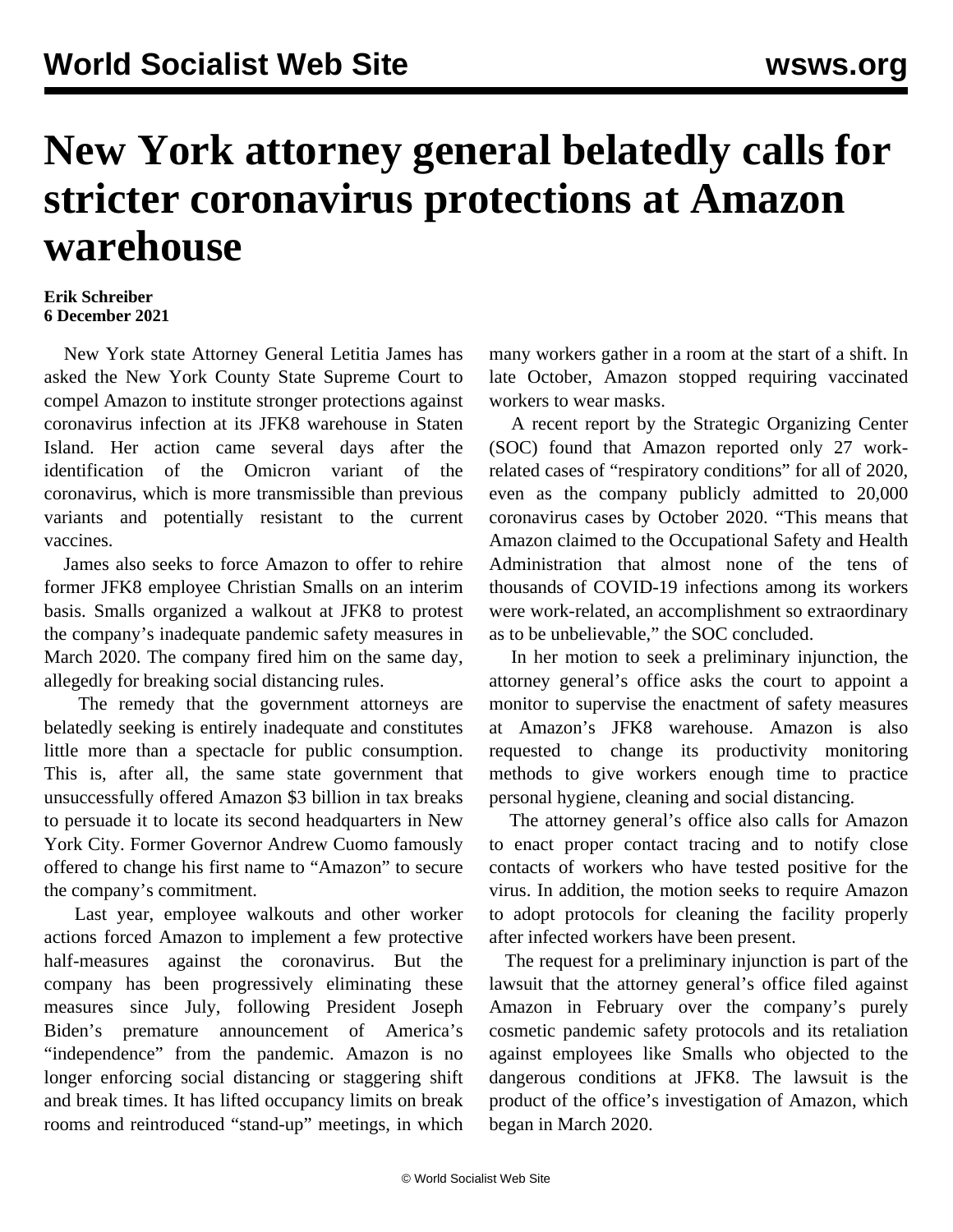# New York attorney general belatedly calls for stricter coronavirus protections at Amazon warehouse

**Erik Schreiber**
**6 December 2021**

New York state Attorney General Letitia James has asked the New York County State Supreme Court to compel Amazon to institute stronger protections against coronavirus infection at its JFK8 warehouse in Staten Island. Her action came several days after the identification of the Omicron variant of the coronavirus, which is more transmissible than previous variants and potentially resistant to the current vaccines.

James also seeks to force Amazon to offer to rehire former JFK8 employee Christian Smalls on an interim basis. Smalls organized a walkout at JFK8 to protest the company's inadequate pandemic safety measures in March 2020. The company fired him on the same day, allegedly for breaking social distancing rules.

The remedy that the government attorneys are belatedly seeking is entirely inadequate and constitutes little more than a spectacle for public consumption. This is, after all, the same state government that unsuccessfully offered Amazon $3 billion in tax breaks to persuade it to locate its second headquarters in New York City. Former Governor Andrew Cuomo famously offered to change his first name to "Amazon" to secure the company's commitment.

Last year, employee walkouts and other worker actions forced Amazon to implement a few protective half-measures against the coronavirus. But the company has been progressively eliminating these measures since July, following President Joseph Biden's premature announcement of America's "independence" from the pandemic. Amazon is no longer enforcing social distancing or staggering shift and break times. It has lifted occupancy limits on break rooms and reintroduced "stand-up" meetings, in which many workers gather in a room at the start of a shift. In late October, Amazon stopped requiring vaccinated workers to wear masks.

A recent report by the Strategic Organizing Center (SOC) found that Amazon reported only 27 work-related cases of "respiratory conditions" for all of 2020, even as the company publicly admitted to 20,000 coronavirus cases by October 2020. "This means that Amazon claimed to the Occupational Safety and Health Administration that almost none of the tens of thousands of COVID-19 infections among its workers were work-related, an accomplishment so extraordinary as to be unbelievable," the SOC concluded.

In her motion to seek a preliminary injunction, the attorney general's office asks the court to appoint a monitor to supervise the enactment of safety measures at Amazon's JFK8 warehouse. Amazon is also requested to change its productivity monitoring methods to give workers enough time to practice personal hygiene, cleaning and social distancing.

The attorney general's office also calls for Amazon to enact proper contact tracing and to notify close contacts of workers who have tested positive for the virus. In addition, the motion seeks to require Amazon to adopt protocols for cleaning the facility properly after infected workers have been present.

The request for a preliminary injunction is part of the lawsuit that the attorney general's office filed against Amazon in February over the company's purely cosmetic pandemic safety protocols and its retaliation against employees like Smalls who objected to the dangerous conditions at JFK8. The lawsuit is the product of the office's investigation of Amazon, which began in March 2020.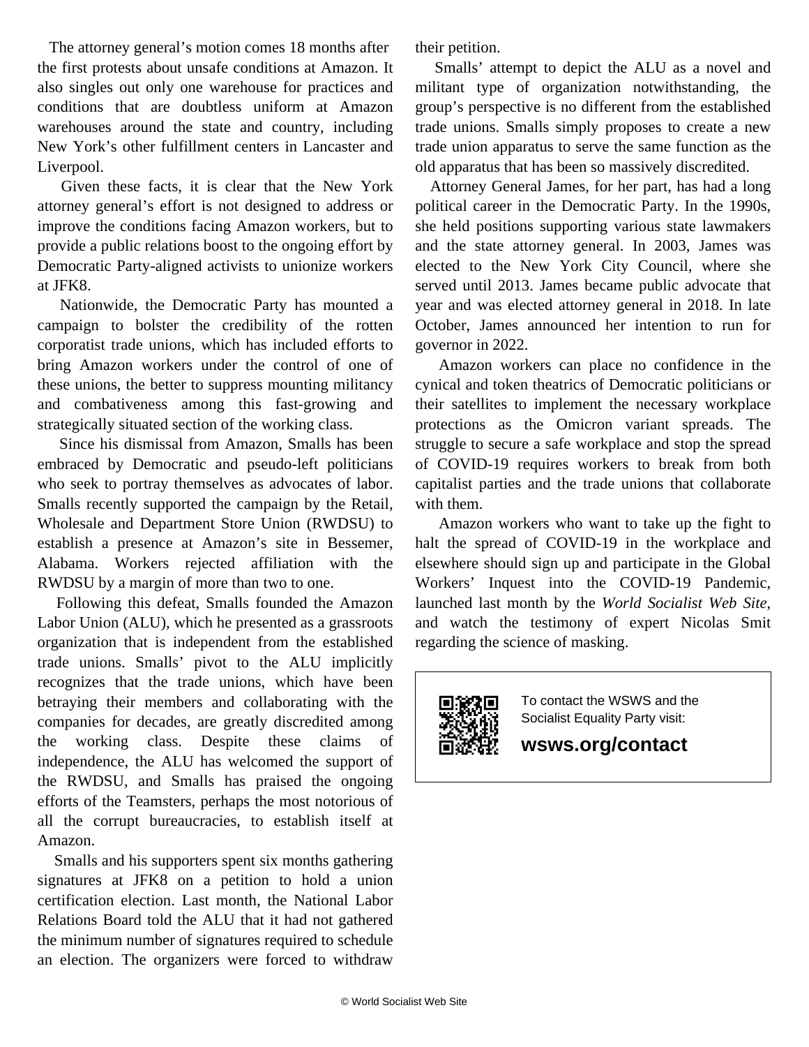The attorney general’s motion comes 18 months after the first protests about unsafe conditions at Amazon. It also singles out only one warehouse for practices and conditions that are doubtless uniform at Amazon warehouses around the state and country, including New York’s other fulfillment centers in Lancaster and Liverpool.

Given these facts, it is clear that the New York attorney general’s effort is not designed to address or improve the conditions facing Amazon workers, but to provide a public relations boost to the ongoing effort by Democratic Party-aligned activists to unionize workers at JFK8.

Nationwide, the Democratic Party has mounted a campaign to bolster the credibility of the rotten corporatist trade unions, which has included efforts to bring Amazon workers under the control of one of these unions, the better to suppress mounting militancy and combativeness among this fast-growing and strategically situated section of the working class.

Since his dismissal from Amazon, Smalls has been embraced by Democratic and pseudo-left politicians who seek to portray themselves as advocates of labor. Smalls recently supported the campaign by the Retail, Wholesale and Department Store Union (RWDSU) to establish a presence at Amazon’s site in Bessemer, Alabama. Workers rejected affiliation with the RWDSU by a margin of more than two to one.

Following this defeat, Smalls founded the Amazon Labor Union (ALU), which he presented as a grassroots organization that is independent from the established trade unions. Smalls’ pivot to the ALU implicitly recognizes that the trade unions, which have been betraying their members and collaborating with the companies for decades, are greatly discredited among the working class. Despite these claims of independence, the ALU has welcomed the support of the RWDSU, and Smalls has praised the ongoing efforts of the Teamsters, perhaps the most notorious of all the corrupt bureaucracies, to establish itself at Amazon.

Smalls and his supporters spent six months gathering signatures at JFK8 on a petition to hold a union certification election. Last month, the National Labor Relations Board told the ALU that it had not gathered the minimum number of signatures required to schedule an election. The organizers were forced to withdraw their petition.

Smalls’ attempt to depict the ALU as a novel and militant type of organization notwithstanding, the group’s perspective is no different from the established trade unions. Smalls simply proposes to create a new trade union apparatus to serve the same function as the old apparatus that has been so massively discredited.

Attorney General James, for her part, has had a long political career in the Democratic Party. In the 1990s, she held positions supporting various state lawmakers and the state attorney general. In 2003, James was elected to the New York City Council, where she served until 2013. James became public advocate that year and was elected attorney general in 2018. In late October, James announced her intention to run for governor in 2022.

Amazon workers can place no confidence in the cynical and token theatrics of Democratic politicians or their satellites to implement the necessary workplace protections as the Omicron variant spreads. The struggle to secure a safe workplace and stop the spread of COVID-19 requires workers to break from both capitalist parties and the trade unions that collaborate with them.

Amazon workers who want to take up the fight to halt the spread of COVID-19 in the workplace and elsewhere should sign up and participate in the Global Workers’ Inquest into the COVID-19 Pandemic, launched last month by the *World Socialist Web Site*, and watch the testimony of expert Nicolas Smit regarding the science of masking.

To contact the WSWS and the Socialist Equality Party visit:

**wsws.org/contact**